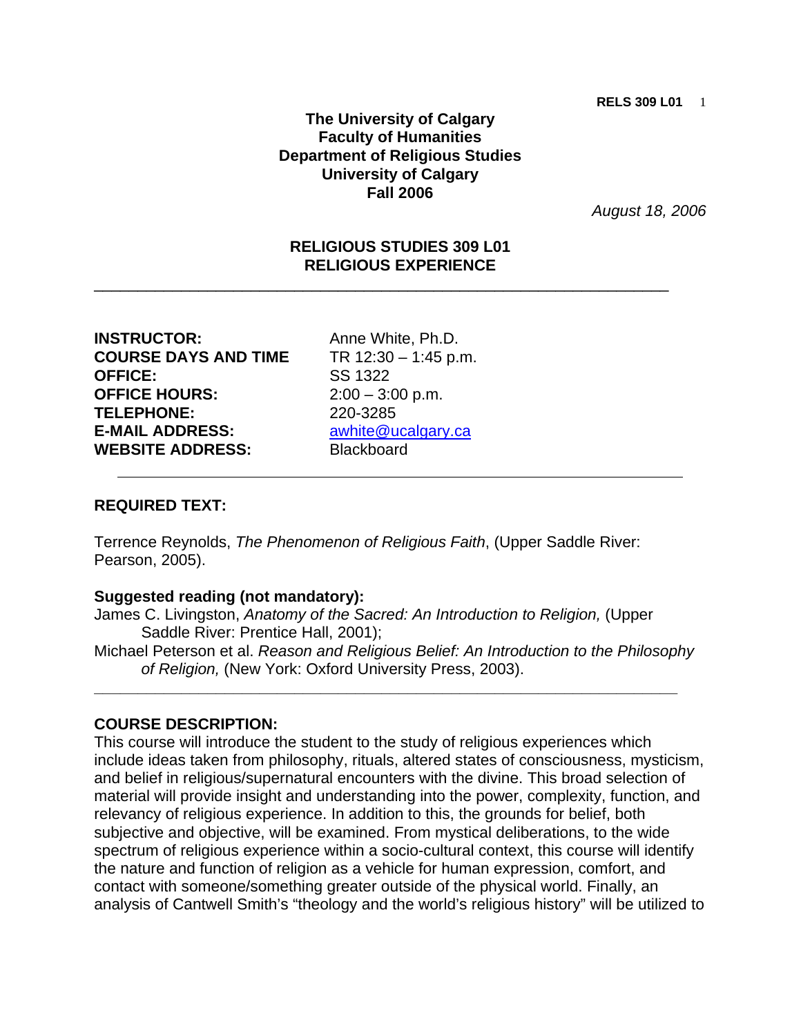**The University of Calgary**
**Faculty of Humanities**
**Department of Religious Studies**
**University of Calgary**
**Fall 2006**

*August 18, 2006*

# RELIGIOUS STUDIES 309 L01
# RELIGIOUS EXPERIENCE

---

| | |
|---|---|
| **INSTRUCTOR:** | Anne White, Ph.D. |
| **COURSE DAYS AND TIME** | TR 12:30 – 1:45 p.m. |
| **OFFICE:** | SS 1322 |
| **OFFICE HOURS:** | 2:00 – 3:00 p.m. |
| **TELEPHONE:** | 220-3285 |
| **E-MAIL ADDRESS:** | awhite@ucalgary.ca |
| **WEBSITE ADDRESS:** | Blackboard |

---

## REQUIRED TEXT:

Terrence Reynolds, *The Phenomenon of Religious Faith*, (Upper Saddle River: Pearson, 2005).

**Suggested reading (not mandatory):**

James C. Livingston, *Anatomy of the Sacred: An Introduction to Religion,* (Upper Saddle River: Prentice Hall, 2001);

Michael Peterson et al. *Reason and Religious Belief: An Introduction to the Philosophy of Religion,* (New York: Oxford University Press, 2003).

---

## COURSE DESCRIPTION:

This course will introduce the student to the study of religious experiences which include ideas taken from philosophy, rituals, altered states of consciousness, mysticism, and belief in religious/supernatural encounters with the divine. This broad selection of material will provide insight and understanding into the power, complexity, function, and relevancy of religious experience. In addition to this, the grounds for belief, both subjective and objective, will be examined. From mystical deliberations, to the wide spectrum of religious experience within a socio-cultural context, this course will identify the nature and function of religion as a vehicle for human expression, comfort, and contact with someone/something greater outside of the physical world. Finally, an analysis of Cantwell Smith's "theology and the world's religious history" will be utilized to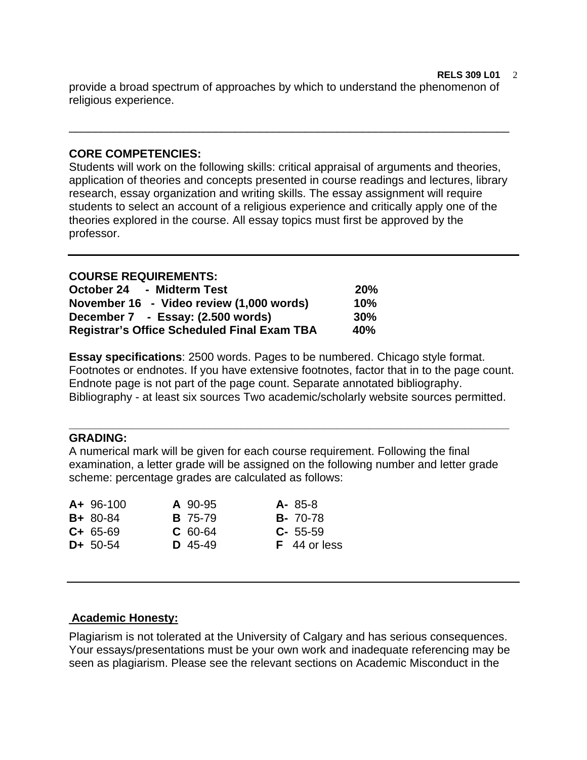provide a broad spectrum of approaches by which to understand the phenomenon of religious experience.

---

**CORE COMPETENCIES:**

Students will work on the following skills: critical appraisal of arguments and theories, application of theories and concepts presented in course readings and lectures, library research, essay organization and writing skills. The essay assignment will require students to select an account of a religious experience and critically apply one of the theories explored in the course. All essay topics must first be approved by the professor.

---

**COURSE REQUIREMENTS:**

| | |
|---|---|
| **October 24 - Midterm Test** | **20%** |
| **November 16 - Video review (1,000 words)** | **10%** |
| **December 7 - Essay: (2.500 words)** | **30%** |
| **Registrar's Office Scheduled Final Exam TBA** | **40%** |

**Essay specifications**: 2500 words. Pages to be numbered. Chicago style format. Footnotes or endnotes. If you have extensive footnotes, factor that in to the page count. Endnote page is not part of the page count. Separate annotated bibliography. Bibliography - at least six sources Two academic/scholarly website sources permitted.

---

**GRADING:**

A numerical mark will be given for each course requirement. Following the final examination, a letter grade will be assigned on the following number and letter grade scheme: percentage grades are calculated as follows:

| | | |
|---|---|---|
| **A+** 96-100 | **A** 90-95 | **A-** 85-8 |
| **B+** 80-84 | **B** 75-79 | **B-** 70-78 |
| **C+** 65-69 | **C** 60-64 | **C-** 55-59 |
| **D+** 50-54 | **D** 45-49 | **F** 44 or less |

---

**Academic Honesty:**

Plagiarism is not tolerated at the University of Calgary and has serious consequences. Your essays/presentations must be your own work and inadequate referencing may be seen as plagiarism. Please see the relevant sections on Academic Misconduct in the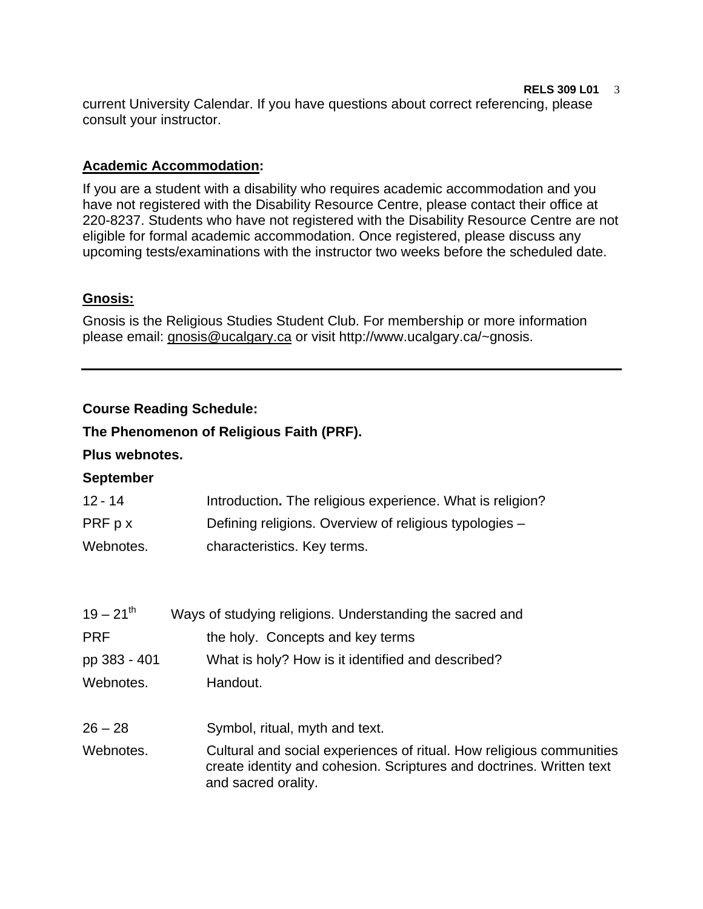current University Calendar. If you have questions about correct referencing, please consult your instructor.

**Academic Accommodation:**

If you are a student with a disability who requires academic accommodation and you have not registered with the Disability Resource Centre, please contact their office at 220-8237. Students who have not registered with the Disability Resource Centre are not eligible for formal academic accommodation. Once registered, please discuss any upcoming tests/examinations with the instructor two weeks before the scheduled date.

**Gnosis:**

Gnosis is the Religious Studies Student Club. For membership or more information please email: gnosis@ucalgary.ca or visit http://www.ucalgary.ca/~gnosis.

---

**Course Reading Schedule:**

**The Phenomenon of Religious Faith (PRF).**

**Plus webnotes.**

**September**

| | |
|---|---|
| 12 - 14 | Introduction**.** The religious experience. What is religion? |
| PRF p x | Defining religions. Overview of religious typologies – |
| Webnotes. | characteristics. Key terms. |
| | |
| 19 – 21th | Ways of studying religions. Understanding the sacred and |
| PRF | the holy. Concepts and key terms |
| pp 383 - 401 | What is holy? How is it identified and described? |
| Webnotes. | Handout. |
| | |
| 26 – 28 | Symbol, ritual, myth and text. |
| Webnotes. | Cultural and social experiences of ritual. How religious communities create identity and cohesion. Scriptures and doctrines. Written text and sacred orality. |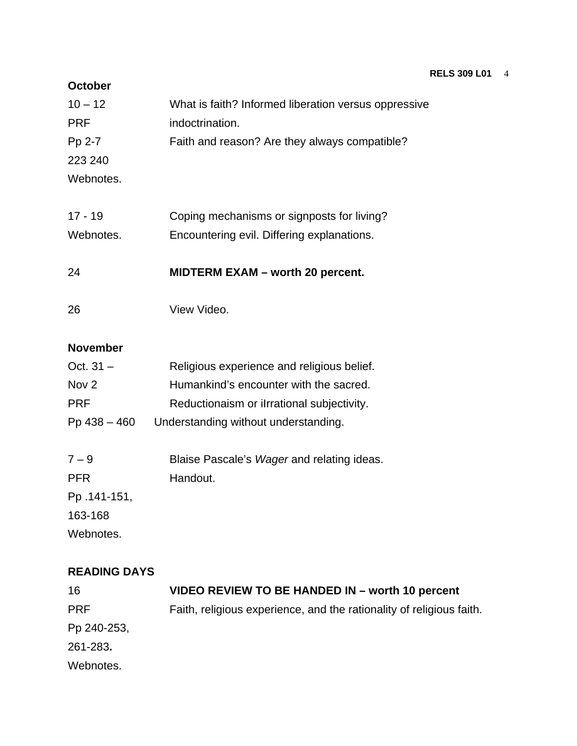**October**

| | |
|---|---|
| 10 – 12<br>PRF<br>Pp 2-7<br>223 240<br>Webnotes. | What is faith? Informed liberation versus oppressive indoctrination.<br>Faith and reason? Are they always compatible? |
| 17 - 19<br>Webnotes. | Coping mechanisms or signposts for living?<br>Encountering evil. Differing explanations. |
| 24 | **MIDTERM EXAM – worth 20 percent.** |
| 26 | View Video. |

**November**

| | |
|---|---|
| Oct. 31 –<br>Nov 2<br>PRF<br>Pp 438 – 460 | Religious experience and religious belief.<br>Humankind's encounter with the sacred.<br>Reductionaism or iIrrational subjectivity.<br>Understanding without understanding. |
| 7 – 9<br>PFR<br>Pp .141-151,<br>163-168<br>Webnotes. | Blaise Pascale's *Wager* and relating ideas.<br>Handout. |

**READING DAYS**

| | |
|---|---|
| 16<br>PRF<br>Pp 240-253,<br>261-283**.**<br>Webnotes. | **VIDEO REVIEW TO BE HANDED IN – worth 10 percent**<br>Faith, religious experience, and the rationality of religious faith. |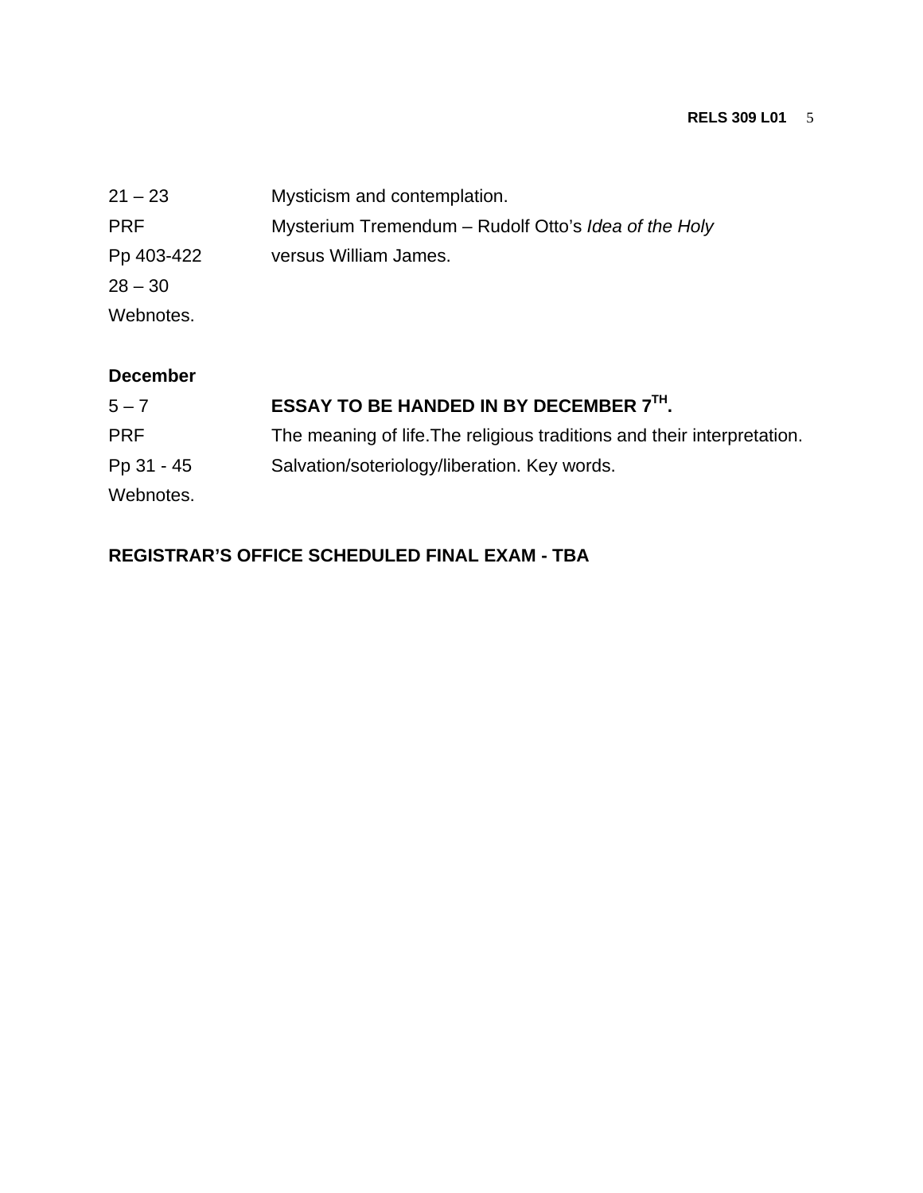| | |
|---|---|
| 21 – 23 | Mysticism and contemplation. |
| PRF | Mysterium Tremendum – Rudolf Otto's *Idea of the Holy* |
| Pp 403-422 | versus William James. |
| 28 – 30 | |
| Webnotes. | |

**December**

| | |
|---|---|
| 5 – 7 | **ESSAY TO BE HANDED IN BY DECEMBER 7TH.** |
| PRF | The meaning of life.The religious traditions and their interpretation. |
| Pp 31 - 45 | Salvation/soteriology/liberation. Key words. |
| Webnotes. | |

**REGISTRAR'S OFFICE SCHEDULED FINAL EXAM - TBA**